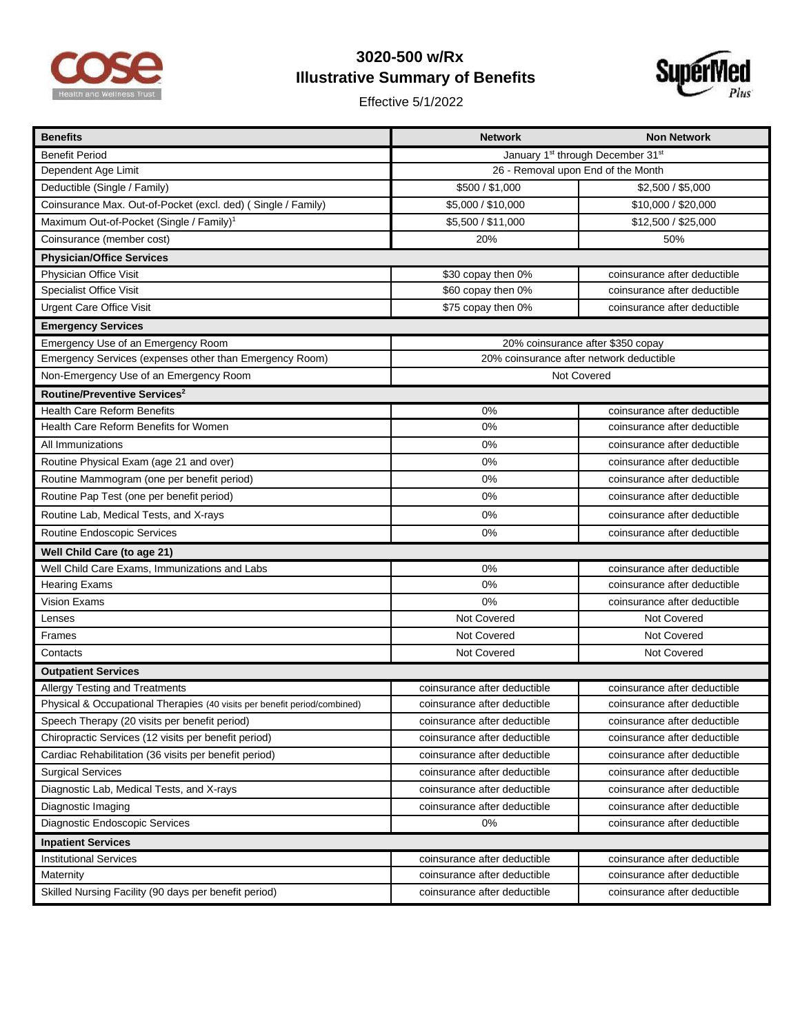# 3020-500 w/Rx
# Illustrative Summary of Benefits

Effective 5/1/2022

| Benefits | Network | Non Network |
|---|---|---|
| Benefit Period | January 1st through December 31st | |
| Dependent Age Limit | 26 - Removal upon End of the Month | |
| Deductible (Single / Family) | $500 / $1,000 | $2,500 / $5,000 |
| Coinsurance Max. Out-of-Pocket (excl. ded) ( Single / Family) | $5,000 / $10,000 | $10,000 / $20,000 |
| Maximum Out-of-Pocket (Single / Family)[1] | $5,500 / $11,000 | $12,500 / $25,000 |
| Coinsurance (member cost) | 20% | 50% |
| **Physician/Office Services** | | |
| Physician Office Visit | $30 copay then 0% | coinsurance after deductible |
| Specialist Office Visit | $60 copay then 0% | coinsurance after deductible |
| Urgent Care Office Visit | $75 copay then 0% | coinsurance after deductible |
| **Emergency Services** | | |
| Emergency Use of an Emergency Room | 20% coinsurance after $350 copay | |
| Emergency Services (expenses other than Emergency Room) | 20% coinsurance after network deductible | |
| Non-Emergency Use of an Emergency Room | Not Covered | |
| **Routine/Preventive Services[2]** | | |
| Health Care Reform Benefits | 0% | coinsurance after deductible |
| Health Care Reform Benefits for Women | 0% | coinsurance after deductible |
| All Immunizations | 0% | coinsurance after deductible |
| Routine Physical Exam (age 21 and over) | 0% | coinsurance after deductible |
| Routine Mammogram (one per benefit period) | 0% | coinsurance after deductible |
| Routine Pap Test (one per benefit period) | 0% | coinsurance after deductible |
| Routine Lab, Medical Tests, and X-rays | 0% | coinsurance after deductible |
| Routine Endoscopic Services | 0% | coinsurance after deductible |
| **Well Child Care (to age 21)** | | |
| Well Child Care Exams, Immunizations and Labs | 0% | coinsurance after deductible |
| Hearing Exams | 0% | coinsurance after deductible |
| Vision Exams | 0% | coinsurance after deductible |
| Lenses | Not Covered | Not Covered |
| Frames | Not Covered | Not Covered |
| Contacts | Not Covered | Not Covered |
| **Outpatient Services** | | |
| Allergy Testing and Treatments | coinsurance after deductible | coinsurance after deductible |
| Physical & Occupational Therapies (40 visits per benefit period/combined) | coinsurance after deductible | coinsurance after deductible |
| Speech Therapy (20 visits per benefit period) | coinsurance after deductible | coinsurance after deductible |
| Chiropractic Services (12 visits per benefit period) | coinsurance after deductible | coinsurance after deductible |
| Cardiac Rehabilitation (36 visits per benefit period) | coinsurance after deductible | coinsurance after deductible |
| Surgical Services | coinsurance after deductible | coinsurance after deductible |
| Diagnostic Lab, Medical Tests, and X-rays | coinsurance after deductible | coinsurance after deductible |
| Diagnostic Imaging | coinsurance after deductible | coinsurance after deductible |
| Diagnostic Endoscopic Services | 0% | coinsurance after deductible |
| **Inpatient Services** | | |
| Institutional Services | coinsurance after deductible | coinsurance after deductible |
| Maternity | coinsurance after deductible | coinsurance after deductible |
| Skilled Nursing Facility (90 days per benefit period) | coinsurance after deductible | coinsurance after deductible |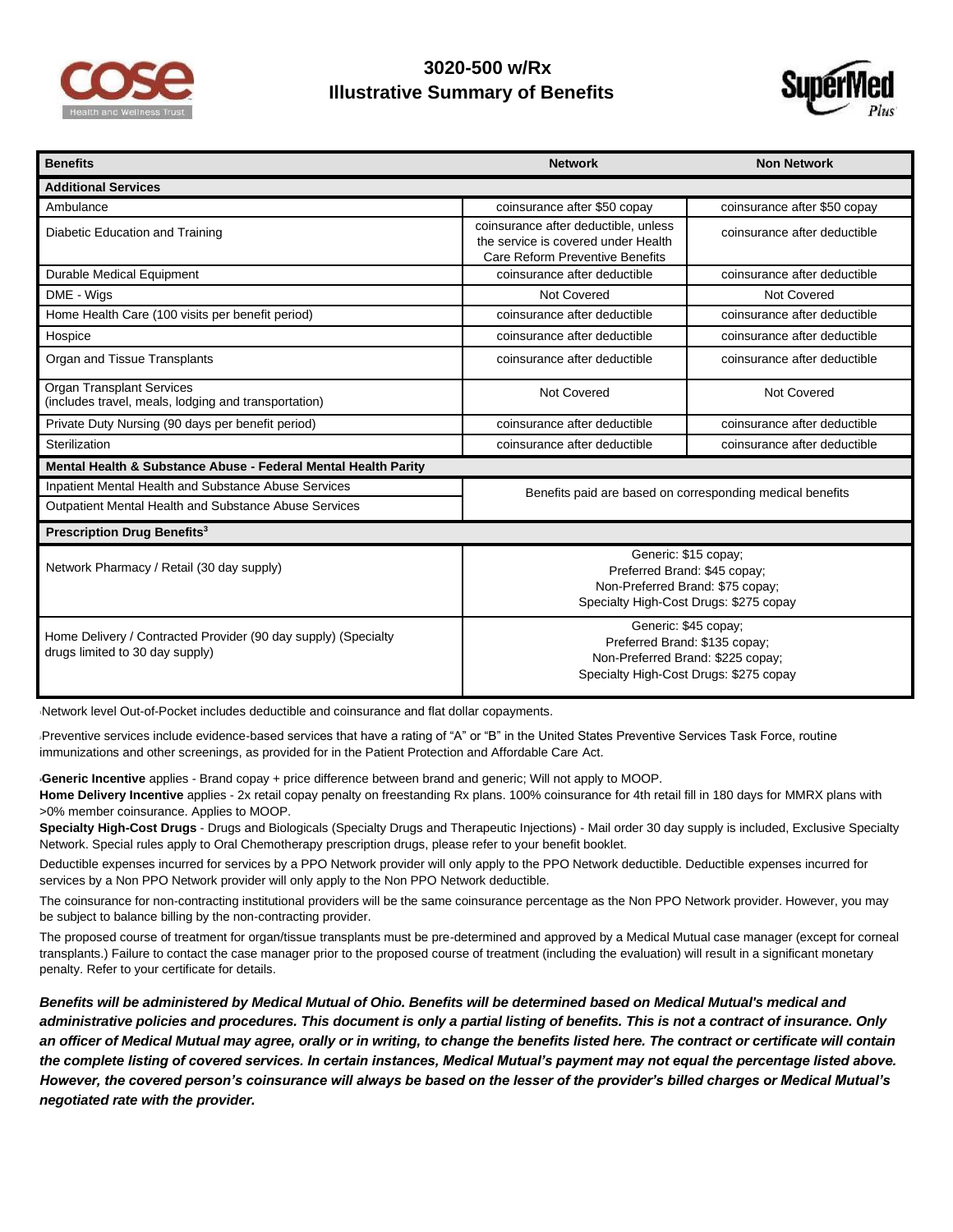# 3020-500 w/Rx
# Illustrative Summary of Benefits

| Benefits | Network | Non Network |
|---|---|---|
| **Additional Services** | | |
| Ambulance | coinsurance after $50 copay | coinsurance after $50 copay |
| Diabetic Education and Training | coinsurance after deductible, unless the service is covered under Health Care Reform Preventive Benefits | coinsurance after deductible |
| Durable Medical Equipment | coinsurance after deductible | coinsurance after deductible |
| DME - Wigs | Not Covered | Not Covered |
| Home Health Care (100 visits per benefit period) | coinsurance after deductible | coinsurance after deductible |
| Hospice | coinsurance after deductible | coinsurance after deductible |
| Organ and Tissue Transplants | coinsurance after deductible | coinsurance after deductible |
| Organ Transplant Services (includes travel, meals, lodging and transportation) | Not Covered | Not Covered |
| Private Duty Nursing (90 days per benefit period) | coinsurance after deductible | coinsurance after deductible |
| Sterilization | coinsurance after deductible | coinsurance after deductible |
| **Mental Health & Substance Abuse - Federal Mental Health Parity** | | |
| Inpatient Mental Health and Substance Abuse Services | Benefits paid are based on corresponding medical benefits | |
| Outpatient Mental Health and Substance Abuse Services | | |
| **Prescription Drug Benefits[3]** | | |
| Network Pharmacy / Retail (30 day supply) | Generic: $15 copay; Preferred Brand: $45 copay; Non-Preferred Brand: $75 copay; Specialty High-Cost Drugs: $275 copay | |
| Home Delivery / Contracted Provider (90 day supply) (Specialty drugs limited to 30 day supply) | Generic: $45 copay; Preferred Brand: $135 copay; Non-Preferred Brand: $225 copay; Specialty High-Cost Drugs: $275 copay | |

[1] Network level Out-of-Pocket includes deductible and coinsurance and flat dollar copayments.

[2] Preventive services include evidence-based services that have a rating of "A" or "B" in the United States Preventive Services Task Force, routine immunizations and other screenings, as provided for in the Patient Protection and Affordable Care Act.

[3] **Generic Incentive** applies - Brand copay + price difference between brand and generic; Will not apply to MOOP.
**Home Delivery Incentive** applies - 2x retail copay penalty on freestanding Rx plans. 100% coinsurance for 4th retail fill in 180 days for MMRX plans with >0% member coinsurance. Applies to MOOP.
**Specialty High-Cost Drugs** - Drugs and Biologicals (Specialty Drugs and Therapeutic Injections) - Mail order 30 day supply is included, Exclusive Specialty Network. Special rules apply to Oral Chemotherapy prescription drugs, please refer to your benefit booklet.

Deductible expenses incurred for services by a PPO Network provider will only apply to the PPO Network deductible. Deductible expenses incurred for services by a Non PPO Network provider will only apply to the Non PPO Network deductible.

The coinsurance for non-contracting institutional providers will be the same coinsurance percentage as the Non PPO Network provider. However, you may be subject to balance billing by the non-contracting provider.

The proposed course of treatment for organ/tissue transplants must be pre-determined and approved by a Medical Mutual case manager (except for corneal transplants.) Failure to contact the case manager prior to the proposed course of treatment (including the evaluation) will result in a significant monetary penalty. Refer to your certificate for details.

***Benefits will be administered by Medical Mutual of Ohio. Benefits will be determined based on Medical Mutual's medical and administrative policies and procedures. This document is only a partial listing of benefits. This is not a contract of insurance. Only an officer of Medical Mutual may agree, orally or in writing, to change the benefits listed here. The contract or certificate will contain the complete listing of covered services. In certain instances, Medical Mutual's payment may not equal the percentage listed above. However, the covered person's coinsurance will always be based on the lesser of the provider's billed charges or Medical Mutual's negotiated rate with the provider.***